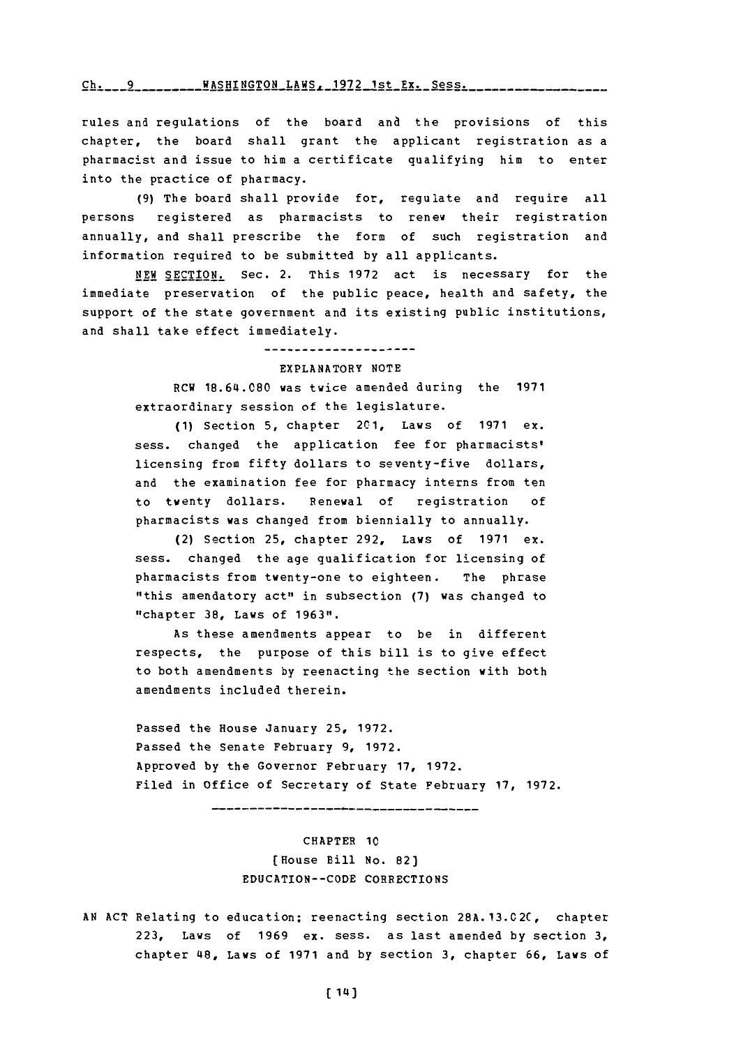rules and regulations of the board and the provisions of this chapter, the board shall grant the applicant registration as a pharmacist and issue to him a certificate qualifying him to enter into the practice of pharmacy.

(9) The board shall provide for, regulate and require all persons registered as pharmacists to renew their registration annually, and shall prescribe the form of such registration and information required to be submitted by all applicants.

NEW SECTION. Sec. 2. This 1972 act is necessary for the immediate preservation of the public peace, health and safety, the support of the state government and its existing public institutions, and shall take effect immediately.

---

EXPLANATORY NOTE

RCW 18.64.080 was twice amended during the 1971 extraordinary session of the legislature.

(1) Section 5, chapter 201, Laws of 1971 ex. sess. changed the application fee for pharmacists' licensing from fifty dollars to seventy-five dollars, and the examination fee for pharmacy interns from ten to twenty dollars. Renewal of registration of pharmacists was changed from biennially to annually.

(2) Section 25, chapter 292, Laws of 1971 ex. sess. changed the age qualification for licensing of pharmacists from twenty-one to eighteen. The phrase "this amendatory act" in subsection (7) was changed to "chapter 38, Laws of 1963".

As these amendments appear to be in different respects, the purpose of this bill is to give effect to both amendments by reenacting the section with both amendments included therein.

Passed the House January 25, 1972.
Passed the Senate February 9, 1972.
Approved by the Governor February 17, 1972.
Filed in Office of Secretary of State February 17, 1972.

---

CHAPTER 10
[House Bill No. 82]
EDUCATION--CODE CORRECTIONS

AN ACT Relating to education; reenacting section 28A.13.020, chapter 223, Laws of 1969 ex. sess. as last amended by section 3, chapter 48, Laws of 1971 and by section 3, chapter 66, Laws of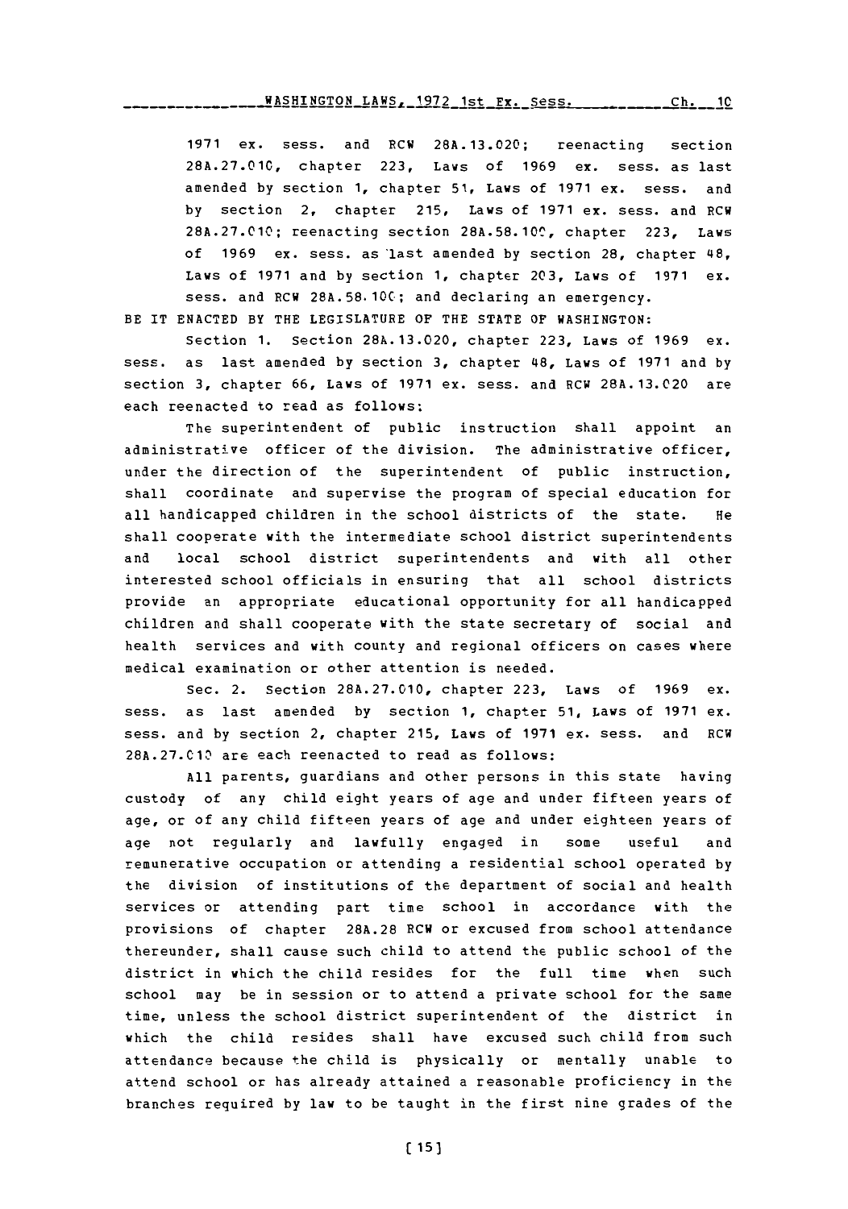1971 ex. sess. and RCW 28A.13.020; reenacting section 28A.27.010, chapter 223, Laws of 1969 ex. sess. as last amended by section 1, chapter 51, Laws of 1971 ex. sess. and by section 2, chapter 215, Laws of 1971 ex. sess. and RCW 28A.27.010; reenacting section 28A.58.100, chapter 223, Laws of 1969 ex. sess. as last amended by section 28, chapter 48, Laws of 1971 and by section 1, chapter 203, Laws of 1971 ex. sess. and RCW 28A.58.100; and declaring an emergency.

BE IT ENACTED BY THE LEGISLATURE OF THE STATE OF WASHINGTON:

Section 1. Section 28A.13.020, chapter 223, Laws of 1969 ex. sess. as last amended by section 3, chapter 48, Laws of 1971 and by section 3, chapter 66, Laws of 1971 ex. sess. and RCW 28A.13.020 are each reenacted to read as follows:

The superintendent of public instruction shall appoint an administrative officer of the division. The administrative officer, under the direction of the superintendent of public instruction, shall coordinate and supervise the program of special education for all handicapped children in the school districts of the state. He shall cooperate with the intermediate school district superintendents and local school district superintendents and with all other interested school officials in ensuring that all school districts provide an appropriate educational opportunity for all handicapped children and shall cooperate with the state secretary of social and health services and with county and regional officers on cases where medical examination or other attention is needed.

Sec. 2. Section 28A.27.010, chapter 223, Laws of 1969 ex. sess. as last amended by section 1, chapter 51, Laws of 1971 ex. sess. and by section 2, chapter 215, Laws of 1971 ex. sess. and RCW 28A.27.010 are each reenacted to read as follows:

All parents, guardians and other persons in this state having custody of any child eight years of age and under fifteen years of age, or of any child fifteen years of age and under eighteen years of age not regularly and lawfully engaged in some useful and remunerative occupation or attending a residential school operated by the division of institutions of the department of social and health services or attending part time school in accordance with the provisions of chapter 28A.28 RCW or excused from school attendance thereunder, shall cause such child to attend the public school of the district in which the child resides for the full time when such school may be in session or to attend a private school for the same time, unless the school district superintendent of the district in which the child resides shall have excused such child from such attendance because the child is physically or mentally unable to attend school or has already attained a reasonable proficiency in the branches required by law to be taught in the first nine grades of the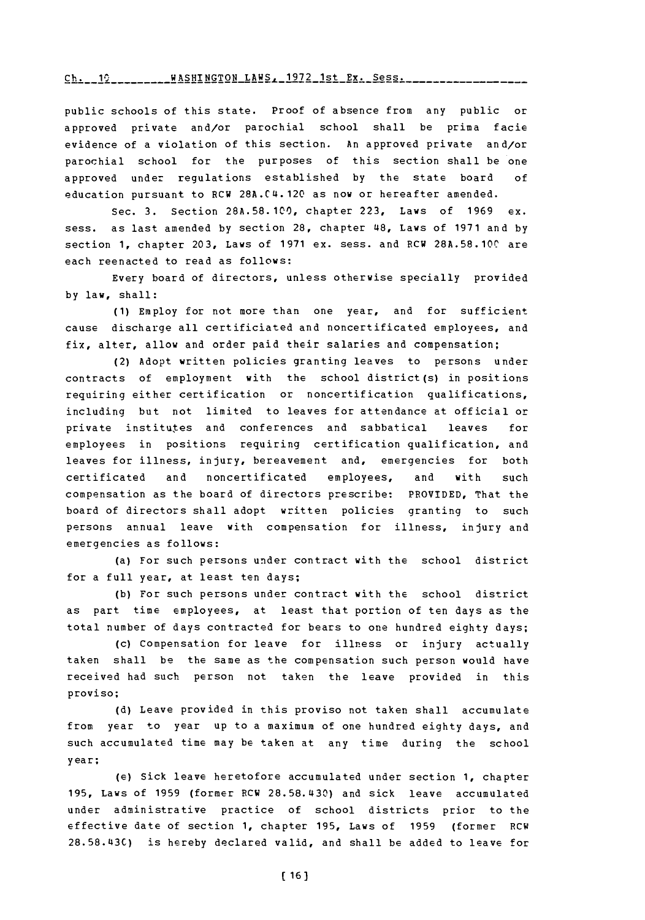public schools of this state. Proof of absence from any public or approved private and/or parochial school shall be prima facie evidence of a violation of this section. An approved private and/or parochial school for the purposes of this section shall be one approved under regulations established by the state board of education pursuant to RCW 28A.04.120 as now or hereafter amended.

Sec. 3. Section 28A.58.100, chapter 223, Laws of 1969 ex. sess. as last amended by section 28, chapter 48, Laws of 1971 and by section 1, chapter 203, Laws of 1971 ex. sess. and RCW 28A.58.100 are each reenacted to read as follows:

Every board of directors, unless otherwise specially provided by law, shall:

(1) Employ for not more than one year, and for sufficient cause discharge all certificiated and noncertificated employees, and fix, alter, allow and order paid their salaries and compensation;

(2) Adopt written policies granting leaves to persons under contracts of employment with the school district(s) in positions requiring either certification or noncertification qualifications, including but not limited to leaves for attendance at official or private institutes and conferences and sabbatical leaves for employees in positions requiring certification qualification, and leaves for illness, injury, bereavement and, emergencies for both certificated and noncertificated employees, and with such compensation as the board of directors prescribe: PROVIDED, That the board of directors shall adopt written policies granting to such persons annual leave with compensation for illness, injury and emergencies as follows:

(a) For such persons under contract with the school district for a full year, at least ten days;

(b) For such persons under contract with the school district as part time employees, at least that portion of ten days as the total number of days contracted for bears to one hundred eighty days;

(c) Compensation for leave for illness or injury actually taken shall be the same as the compensation such person would have received had such person not taken the leave provided in this proviso;

(d) Leave provided in this proviso not taken shall accumulate from year to year up to a maximum of one hundred eighty days, and such accumulated time may be taken at any time during the school year;

(e) Sick leave heretofore accumulated under section 1, chapter 195, Laws of 1959 (former RCW 28.58.430) and sick leave accumulated under administrative practice of school districts prior to the effective date of section 1, chapter 195, Laws of 1959 (former RCW 28.58.430) is hereby declared valid, and shall be added to leave for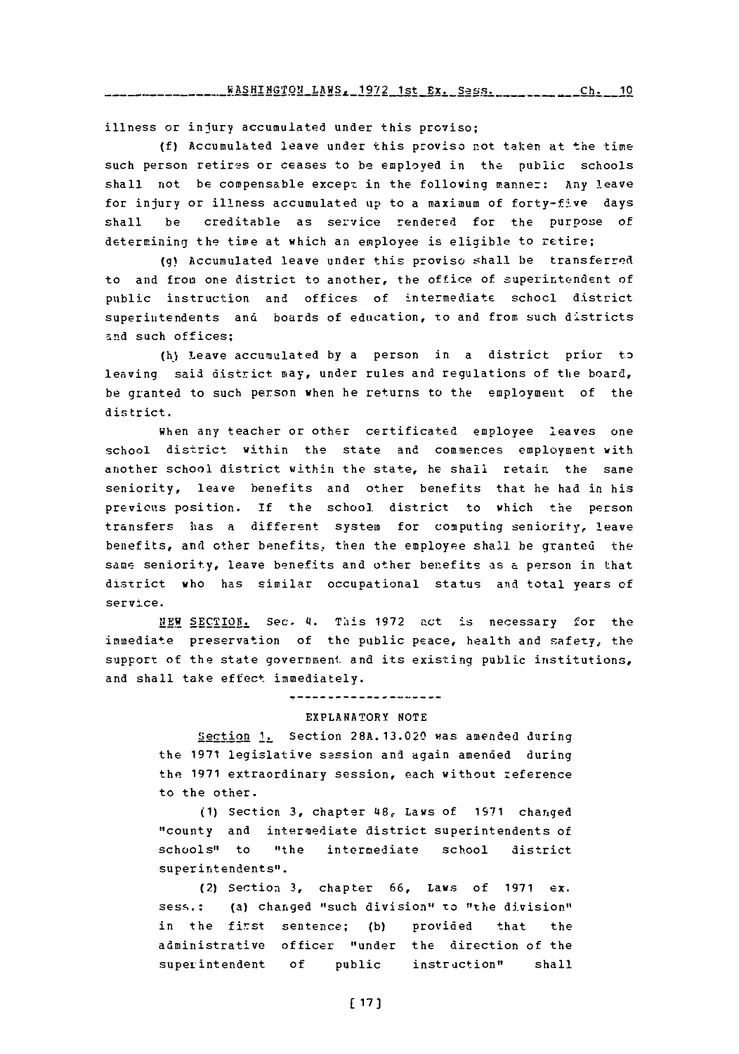illness or injury accumulated under this proviso;

(f) Accumulated leave under this proviso not taken at the time such person retires or ceases to be employed in the public schools shall not be compensable except in the following manner: Any leave for injury or illness accumulated up to a maximum of forty-five days shall be creditable as service rendered for the purpose of determining the time at which an employee is eligible to retire;

(g) Accumulated leave under this proviso shall be transferred to and from one district to another, the office of superintendent of public instruction and offices of intermediate school district superintendents and boards of education, to and from such districts and such offices;

(h) Leave accumulated by a person in a district prior to leaving said district may, under rules and regulations of the board, be granted to such person when he returns to the employment of the district.

When any teacher or other certificated employee leaves one school district within the state and commences employment with another school district within the state, he shall retain the same seniority, leave benefits and other benefits that he had in his previous position. If the school district to which the person transfers has a different system for computing seniority, leave benefits, and other benefits, then the employee shall be granted the same seniority, leave benefits and other benefits as a person in that district who has similar occupational status and total years of service.

NEW SECTION. Sec. 4. This 1972 act is necessary for the immediate preservation of the public peace, health and safety, the support of the state government and its existing public institutions, and shall take effect immediately.

---

EXPLANATORY NOTE

Section 1. Section 28A.13.020 was amended during the 1971 legislative session and again amended during the 1971 extraordinary session, each without reference to the other.

(1) Section 3, chapter 48, Laws of 1971 changed "county and intermediate district superintendents of schools" to "the intermediate school district superintendents".

(2) Section 3, chapter 66, Laws of 1971 ex. sess.: (a) changed "such division" to "the division" in the first sentence; (b) provided that the administrative officer "under the direction of the superintendent of public instruction" shall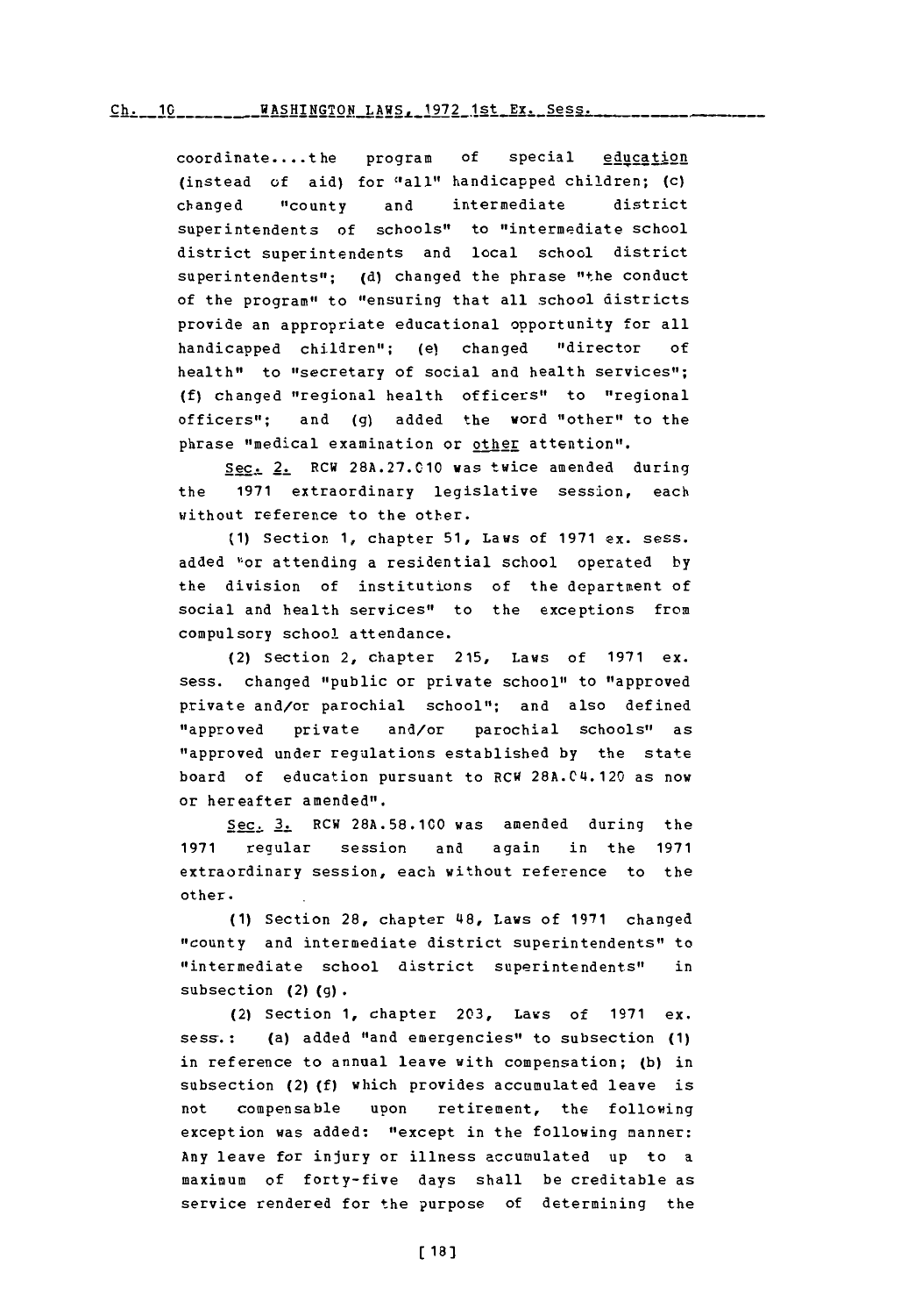coordinate....the program of special education (instead of aid) for "all" handicapped children; (c) changed "county and intermediate district superintendents of schools" to "intermediate school district superintendents and local school district superintendents"; (d) changed the phrase "the conduct of the program" to "ensuring that all school districts provide an appropriate educational opportunity for all handicapped children"; (e) changed "director of health" to "secretary of social and health services"; (f) changed "regional health officers" to "regional officers"; and (g) added the word "other" to the phrase "medical examination or other attention".

Sec. 2. RCW 28A.27.010 was twice amended during the 1971 extraordinary legislative session, each without reference to the other.

(1) Section 1, chapter 51, Laws of 1971 ex. sess. added "or attending a residential school operated by the division of institutions of the department of social and health services" to the exceptions from compulsory school attendance.

(2) Section 2, chapter 215, Laws of 1971 ex. sess. changed "public or private school" to "approved private and/or parochial school"; and also defined "approved private and/or parochial schools" as "approved under regulations established by the state board of education pursuant to RCW 28A.04.120 as now or hereafter amended".

Sec. 3. RCW 28A.58.100 was amended during the 1971 regular session and again in the 1971 extraordinary session, each without reference to the other.

(1) Section 28, chapter 48, Laws of 1971 changed "county and intermediate district superintendents" to "intermediate school district superintendents" in subsection (2)(g).

(2) Section 1, chapter 203, Laws of 1971 ex. sess.: (a) added "and emergencies" to subsection (1) in reference to annual leave with compensation; (b) in subsection (2)(f) which provides accumulated leave is not compensable upon retirement, the following exception was added: "except in the following manner: Any leave for injury or illness accumulated up to a maximum of forty-five days shall be creditable as service rendered for the purpose of determining the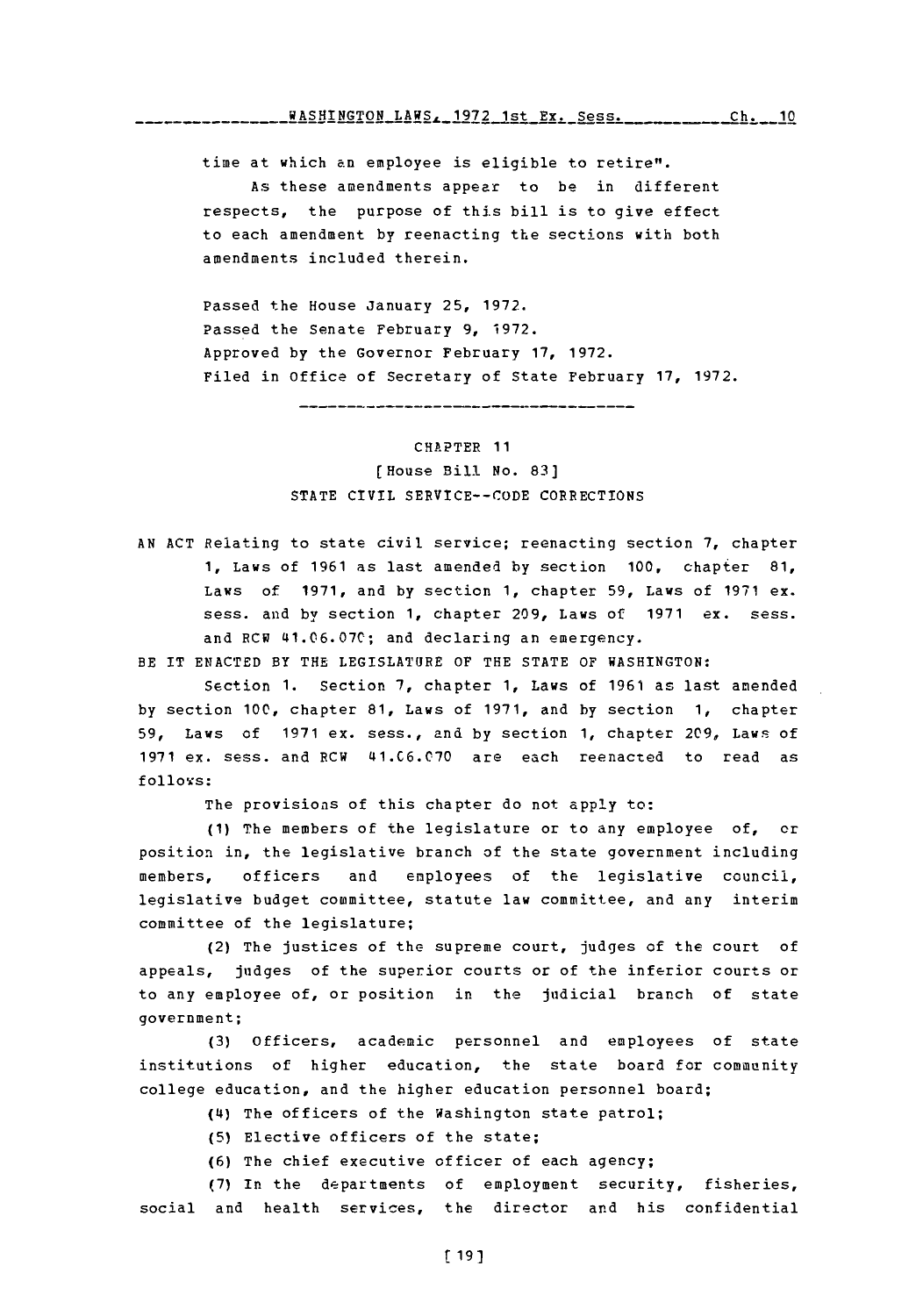time at which an employee is eligible to retire".

As these amendments appear to be in different respects, the purpose of this bill is to give effect to each amendment by reenacting the sections with both amendments included therein.

Passed the House January 25, 1972.
Passed the Senate February 9, 1972.
Approved by the Governor February 17, 1972.
Filed in Office of Secretary of State February 17, 1972.

---

## CHAPTER 11
### [House Bill No. 83]
### STATE CIVIL SERVICE--CODE CORRECTIONS

AN ACT Relating to state civil service; reenacting section 7, chapter 1, Laws of 1961 as last amended by section 100, chapter 81, Laws of 1971, and by section 1, chapter 59, Laws of 1971 ex. sess. and by section 1, chapter 209, Laws of 1971 ex. sess. and RCW 41.06.070; and declaring an emergency.

BE IT ENACTED BY THE LEGISLATURE OF THE STATE OF WASHINGTON:

Section 1. Section 7, chapter 1, Laws of 1961 as last amended by section 100, chapter 81, Laws of 1971, and by section 1, chapter 59, Laws of 1971 ex. sess., and by section 1, chapter 209, Laws of 1971 ex. sess. and RCW 41.06.070 are each reenacted to read as follows:

The provisions of this chapter do not apply to:

(1) The members of the legislature or to any employee of, or position in, the legislative branch of the state government including members, officers and employees of the legislative council, legislative budget committee, statute law committee, and any interim committee of the legislature;

(2) The justices of the supreme court, judges of the court of appeals, judges of the superior courts or of the inferior courts or to any employee of, or position in the judicial branch of state government;

(3) Officers, academic personnel and employees of state institutions of higher education, the state board for community college education, and the higher education personnel board;

(4) The officers of the Washington state patrol;

(5) Elective officers of the state;

(6) The chief executive officer of each agency;

(7) In the departments of employment security, fisheries, social and health services, the director and his confidential